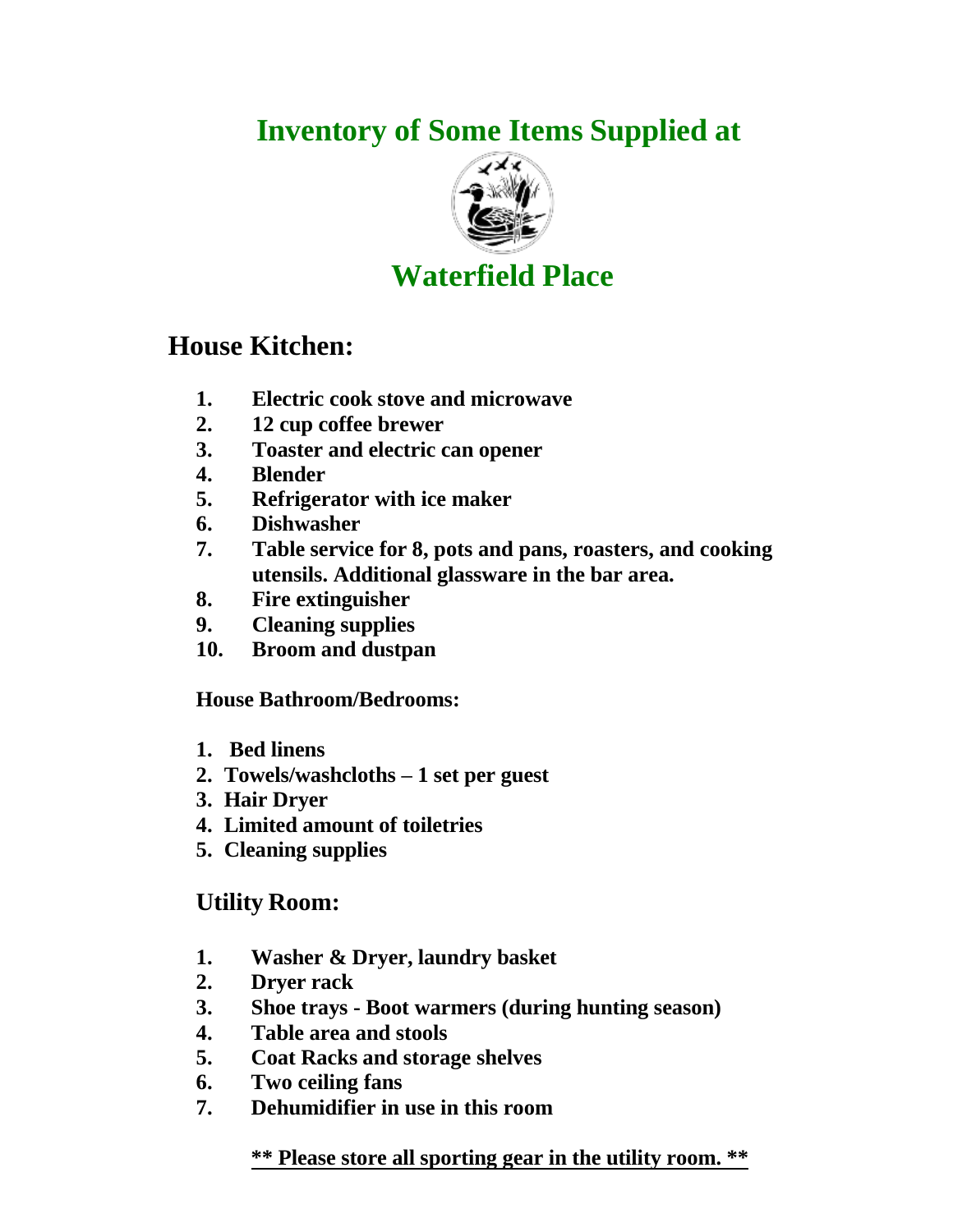# Inventory of Some Items Supplied at

# Waterfield Place

## House Kitchen:

1. **Electric cook stove and microwave**
2. **12 cup coffee brewer**
3. **Toaster and electric can opener**
4. **Blender**
5. **Refrigerator with ice maker**
6. **Dishwasher**
7. **Table service for 8, pots and pans, roasters, and cooking utensils. Additional glassware in the bar area.**
8. **Fire extinguisher**
9. **Cleaning supplies**
10. **Broom and dustpan**

### House Bathroom/Bedrooms:

1. **Bed linens**
2. **Towels/washcloths – 1 set per guest**
3. **Hair Dryer**
4. **Limited amount of toiletries**
5. **Cleaning supplies**

## Utility Room:

1. **Washer & Dryer, laundry basket**
2. **Dryer rack**
3. **Shoe trays - Boot warmers (during hunting season)**
4. **Table area and stools**
5. **Coat Racks and storage shelves**
6. **Two ceiling fans**
7. **Dehumidifier in use in this room**

**<u>** Please store all sporting gear in the utility room. **</u>**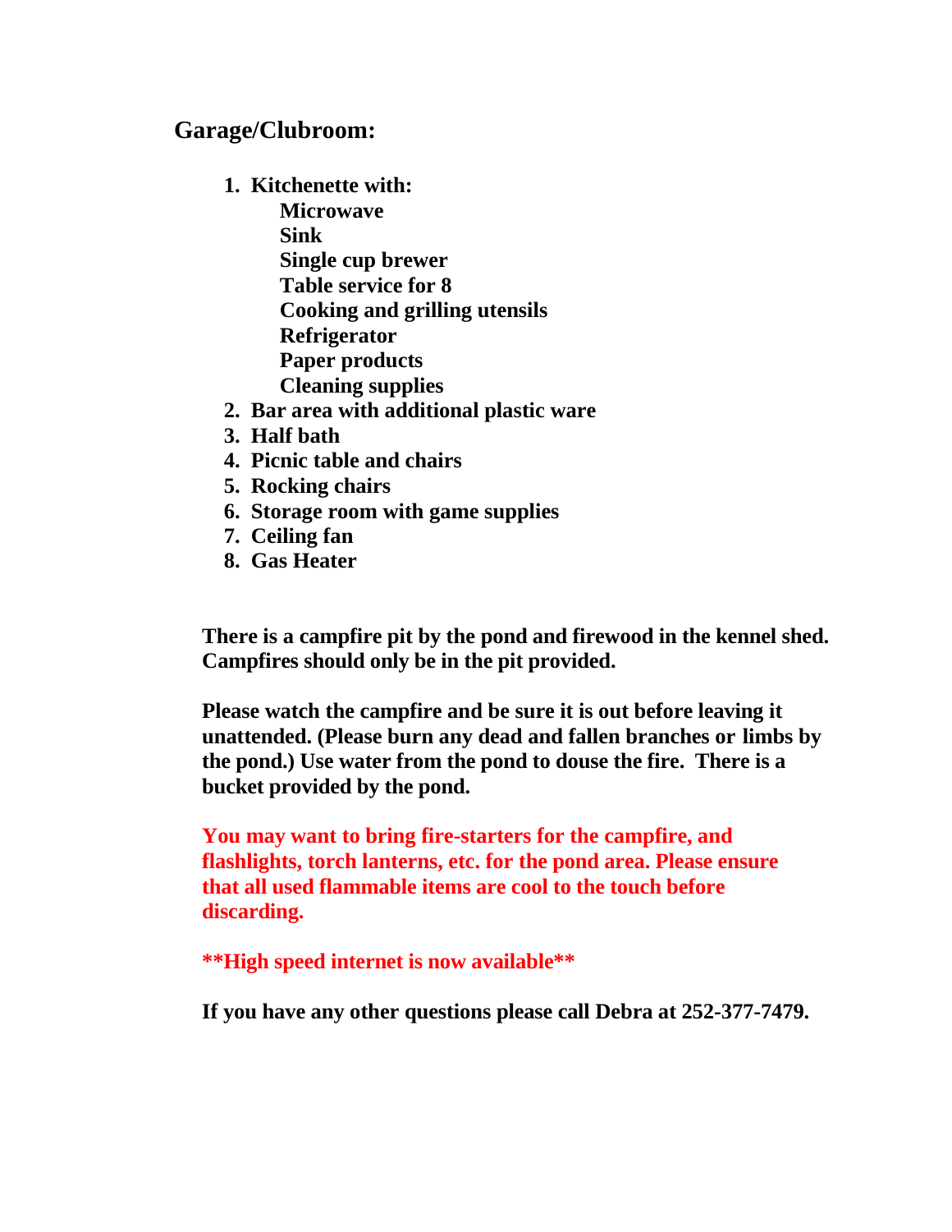## Garage/Clubroom:

1. **Kitchenette with:**
   **Microwave**
   **Sink**
   **Single cup brewer**
   **Table service for 8**
   **Cooking and grilling utensils**
   **Refrigerator**
   **Paper products**
   **Cleaning supplies**
2. **Bar area with additional plastic ware**
3. **Half bath**
4. **Picnic table and chairs**
5. **Rocking chairs**
6. **Storage room with game supplies**
7. **Ceiling fan**
8. **Gas Heater**

**There is a campfire pit by the pond and firewood in the kennel shed. Campfires should only be in the pit provided.**

**Please watch the campfire and be sure it is out before leaving it unattended. (Please burn any dead and fallen branches or limbs by the pond.) Use water from the pond to douse the fire. There is a bucket provided by the pond.**

**You may want to bring fire-starters for the campfire, and flashlights, torch lanterns, etc. for the pond area. Please ensure that all used flammable items are cool to the touch before discarding.**

**\*\*High speed internet is now available\*\***

**If you have any other questions please call Debra at 252-377-7479.**